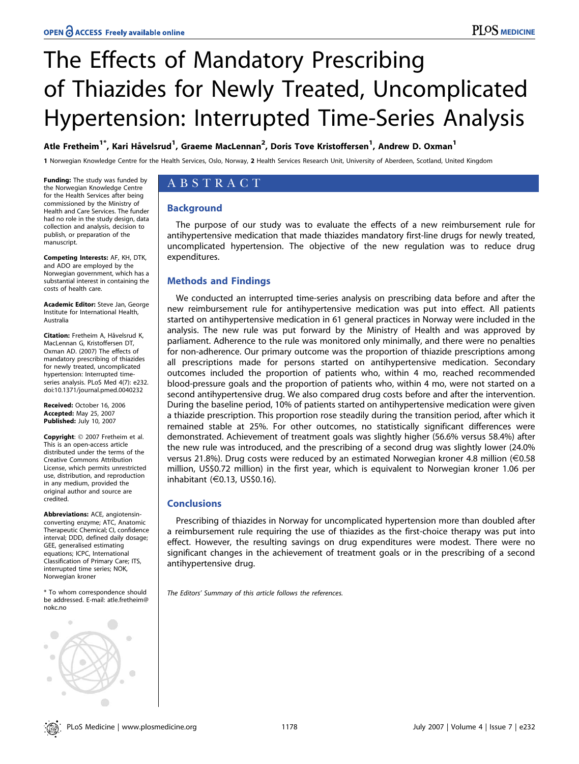# The Effects of Mandatory Prescribing of Thiazides for Newly Treated, Uncomplicated Hypertension: Interrupted Time-Series Analysis

**Atle Fretheim[1*], Kari Håvelsrud[1], Graeme MacLennan[2], Doris Tove Kristoffersen[1], Andrew D. Oxman[1]**

1 Norwegian Knowledge Centre for the Health Services, Oslo, Norway, 2 Health Services Research Unit, University of Aberdeen, Scotland, United Kingdom

## ABSTRACT

### Background

The purpose of our study was to evaluate the effects of a new reimbursement rule for antihypertensive medication that made thiazides mandatory first-line drugs for newly treated, uncomplicated hypertension. The objective of the new regulation was to reduce drug expenditures.

### Methods and Findings

We conducted an interrupted time-series analysis on prescribing data before and after the new reimbursement rule for antihypertensive medication was put into effect. All patients started on antihypertensive medication in 61 general practices in Norway were included in the analysis. The new rule was put forward by the Ministry of Health and was approved by parliament. Adherence to the rule was monitored only minimally, and there were no penalties for non-adherence. Our primary outcome was the proportion of thiazide prescriptions among all prescriptions made for persons started on antihypertensive medication. Secondary outcomes included the proportion of patients who, within 4 mo, reached recommended blood-pressure goals and the proportion of patients who, within 4 mo, were not started on a second antihypertensive drug. We also compared drug costs before and after the intervention. During the baseline period, 10% of patients started on antihypertensive medication were given a thiazide prescription. This proportion rose steadily during the transition period, after which it remained stable at 25%. For other outcomes, no statistically significant differences were demonstrated. Achievement of treatment goals was slightly higher (56.6% versus 58.4%) after the new rule was introduced, and the prescribing of a second drug was slightly lower (24.0% versus 21.8%). Drug costs were reduced by an estimated Norwegian kroner 4.8 million (€0.58 million, US$0.72 million) in the first year, which is equivalent to Norwegian kroner 1.06 per inhabitant (€0.13, US$0.16).

### Conclusions

Prescribing of thiazides in Norway for uncomplicated hypertension more than doubled after a reimbursement rule requiring the use of thiazides as the first-choice therapy was put into effect. However, the resulting savings on drug expenditures were modest. There were no significant changes in the achievement of treatment goals or in the prescribing of a second antihypertensive drug.

*The Editors' Summary of this article follows the references.*

**Funding:** The study was funded by the Norwegian Knowledge Centre for the Health Services after being commissioned by the Ministry of Health and Care Services. The funder had no role in the study design, data collection and analysis, decision to publish, or preparation of the manuscript.

**Competing Interests:** AF, KH, DTK, and ADO are employed by the Norwegian government, which has a substantial interest in containing the costs of health care.

**Academic Editor:** Steve Jan, George Institute for International Health, Australia

**Citation:** Fretheim A, Håvelsrud K, MacLennan G, Kristoffersen DT, Oxman AD. (2007) The effects of mandatory prescribing of thiazides for newly treated, uncomplicated hypertension: Interrupted time-series analysis. PLoS Med 4(7): e232. doi:10.1371/journal.pmed.0040232

**Received:** October 16, 2006
**Accepted:** May 25, 2007
**Published:** July 10, 2007

**Copyright:** © 2007 Fretheim et al. This is an open-access article distributed under the terms of the Creative Commons Attribution License, which permits unrestricted use, distribution, and reproduction in any medium, provided the original author and source are credited.

**Abbreviations:** ACE, angiotensin-converting enzyme; ATC, Anatomic Therapeutic Chemical; CI, confidence interval; DDD, defined daily dosage; GEE, generalised estimating equations; ICPC, International Classification of Primary Care; ITS, interrupted time series; NOK, Norwegian kroner

* To whom correspondence should be addressed. E-mail: atle.fretheim@nokc.no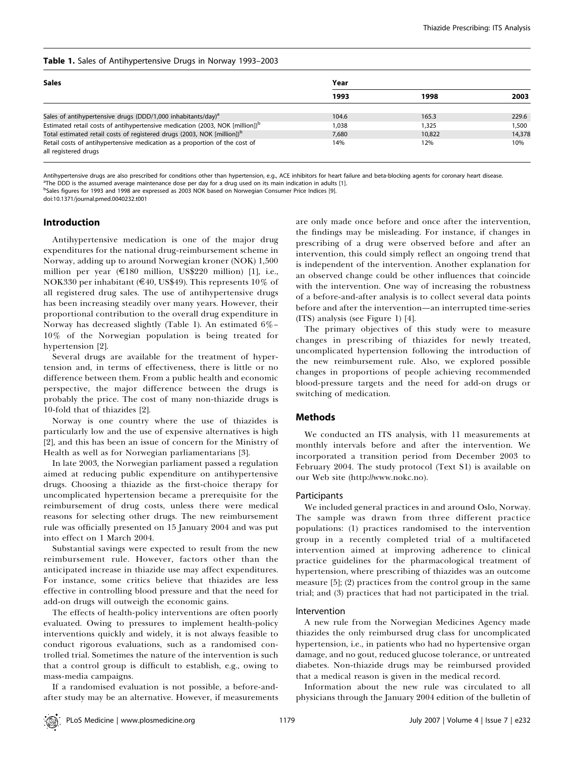**Table 1.** Sales of Antihypertensive Drugs in Norway 1993–2003

| Sales | Year | | |
|---|---|---|---|
| | 1993 | 1998 | 2003 |
| Sales of antihypertensive drugs (DDD/1,000 inhabitants/day)[a] | 104.6 | 165.3 | 229.6 |
| Estimated retail costs of antihypertensive medication (2003, NOK [million])[b] | 1,038 | 1,325 | 1,500 |
| Total estimated retail costs of registered drugs (2003, NOK [million])[b] | 7,680 | 10,822 | 14,378 |
| Retail costs of antihypertensive medication as a proportion of the cost of all registered drugs | 14% | 12% | 10% |

Antihypertensive drugs are also prescribed for conditions other than hypertension, e.g., ACE inhibitors for heart failure and beta-blocking agents for coronary heart disease.

[a]The DDD is the assumed average maintenance dose per day for a drug used on its main indication in adults [1].

[b]Sales figures for 1993 and 1998 are expressed as 2003 NOK based on Norwegian Consumer Price Indices [9].

doi:10.1371/journal.pmed.0040232.t001

## Introduction

Antihypertensive medication is one of the major drug expenditures for the national drug-reimbursement scheme in Norway, adding up to around Norwegian kroner (NOK) 1,500 million per year (€180 million, US$220 million) [1], i.e., NOK330 per inhabitant (€40, US$49). This represents 10% of all registered drug sales. The use of antihypertensive drugs has been increasing steadily over many years. However, their proportional contribution to the overall drug expenditure in Norway has decreased slightly (Table 1). An estimated 6%–10% of the Norwegian population is being treated for hypertension [2].

Several drugs are available for the treatment of hypertension and, in terms of effectiveness, there is little or no difference between them. From a public health and economic perspective, the major difference between the drugs is probably the price. The cost of many non-thiazide drugs is 10-fold that of thiazides [2].

Norway is one country where the use of thiazides is particularly low and the use of expensive alternatives is high [2], and this has been an issue of concern for the Ministry of Health as well as for Norwegian parliamentarians [3].

In late 2003, the Norwegian parliament passed a regulation aimed at reducing public expenditure on antihypertensive drugs. Choosing a thiazide as the first-choice therapy for uncomplicated hypertension became a prerequisite for the reimbursement of drug costs, unless there were medical reasons for selecting other drugs. The new reimbursement rule was officially presented on 15 January 2004 and was put into effect on 1 March 2004.

Substantial savings were expected to result from the new reimbursement rule. However, factors other than the anticipated increase in thiazide use may affect expenditures. For instance, some critics believe that thiazides are less effective in controlling blood pressure and that the need for add-on drugs will outweigh the economic gains.

The effects of health-policy interventions are often poorly evaluated. Owing to pressures to implement health-policy interventions quickly and widely, it is not always feasible to conduct rigorous evaluations, such as a randomised controlled trial. Sometimes the nature of the intervention is such that a control group is difficult to establish, e.g., owing to mass-media campaigns.

If a randomised evaluation is not possible, a before-and-after study may be an alternative. However, if measurements are only made once before and once after the intervention, the findings may be misleading. For instance, if changes in prescribing of a drug were observed before and after an intervention, this could simply reflect an ongoing trend that is independent of the intervention. Another explanation for an observed change could be other influences that coincide with the intervention. One way of increasing the robustness of a before-and-after analysis is to collect several data points before and after the intervention—an interrupted time-series (ITS) analysis (see Figure 1) [4].

The primary objectives of this study were to measure changes in prescribing of thiazides for newly treated, uncomplicated hypertension following the introduction of the new reimbursement rule. Also, we explored possible changes in proportions of people achieving recommended blood-pressure targets and the need for add-on drugs or switching of medication.

## Methods

We conducted an ITS analysis, with 11 measurements at monthly intervals before and after the intervention. We incorporated a transition period from December 2003 to February 2004. The study protocol (Text S1) is available on our Web site (http://www.nokc.no).

### Participants

We included general practices in and around Oslo, Norway. The sample was drawn from three different practice populations: (1) practices randomised to the intervention group in a recently completed trial of a multifaceted intervention aimed at improving adherence to clinical practice guidelines for the pharmacological treatment of hypertension, where prescribing of thiazides was an outcome measure [5]; (2) practices from the control group in the same trial; and (3) practices that had not participated in the trial.

### Intervention

A new rule from the Norwegian Medicines Agency made thiazides the only reimbursed drug class for uncomplicated hypertension, i.e., in patients who had no hypertensive organ damage, and no gout, reduced glucose tolerance, or untreated diabetes. Non-thiazide drugs may be reimbursed provided that a medical reason is given in the medical record.

Information about the new rule was circulated to all physicians through the January 2004 edition of the bulletin of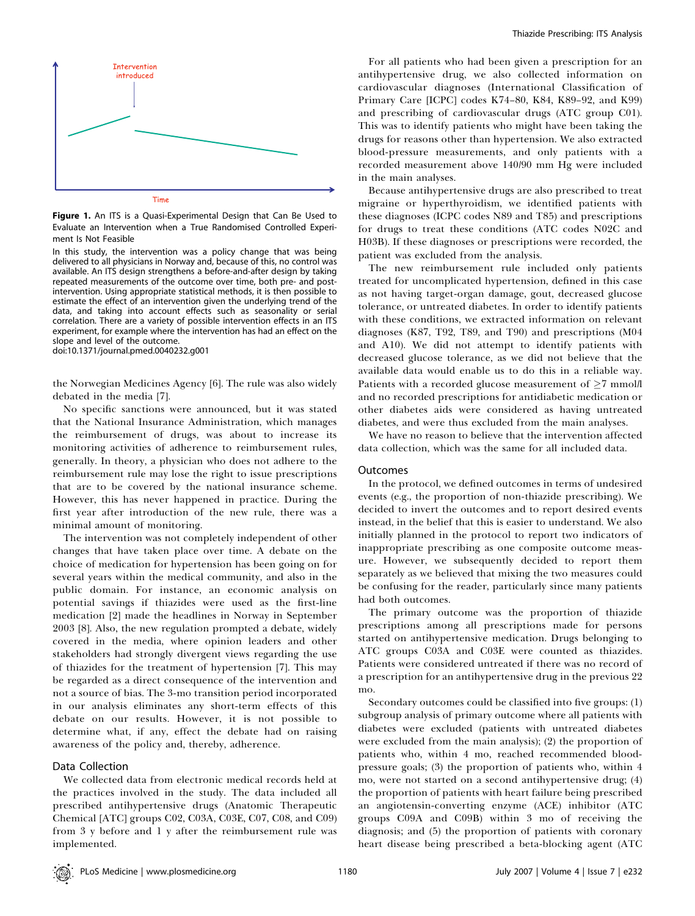**Figure 1.** An ITS is a Quasi-Experimental Design that Can Be Used to Evaluate an Intervention when a True Randomised Controlled Experiment Is Not Feasible

In this study, the intervention was a policy change that was being delivered to all physicians in Norway and, because of this, no control was available. An ITS design strengthens a before-and-after design by taking repeated measurements of the outcome over time, both pre- and post-intervention. Using appropriate statistical methods, it is then possible to estimate the effect of an intervention given the underlying trend of the data, and taking into account effects such as seasonality or serial correlation. There are a variety of possible intervention effects in an ITS experiment, for example where the intervention has had an effect on the slope and level of the outcome.

doi:10.1371/journal.pmed.0040232.g001

the Norwegian Medicines Agency [6]. The rule was also widely debated in the media [7].

No specific sanctions were announced, but it was stated that the National Insurance Administration, which manages the reimbursement of drugs, was about to increase its monitoring activities of adherence to reimbursement rules, generally. In theory, a physician who does not adhere to the reimbursement rule may lose the right to issue prescriptions that are to be covered by the national insurance scheme. However, this has never happened in practice. During the first year after introduction of the new rule, there was a minimal amount of monitoring.

The intervention was not completely independent of other changes that have taken place over time. A debate on the choice of medication for hypertension has been going on for several years within the medical community, and also in the public domain. For instance, an economic analysis on potential savings if thiazides were used as the first-line medication [2] made the headlines in Norway in September 2003 [8]. Also, the new regulation prompted a debate, widely covered in the media, where opinion leaders and other stakeholders had strongly divergent views regarding the use of thiazides for the treatment of hypertension [7]. This may be regarded as a direct consequence of the intervention and not a source of bias. The 3-mo transition period incorporated in our analysis eliminates any short-term effects of this debate on our results. However, it is not possible to determine what, if any, effect the debate had on raising awareness of the policy and, thereby, adherence.

## Data Collection

We collected data from electronic medical records held at the practices involved in the study. The data included all prescribed antihypertensive drugs (Anatomic Therapeutic Chemical [ATC] groups C02, C03A, C03E, C07, C08, and C09) from 3 y before and 1 y after the reimbursement rule was implemented.

For all patients who had been given a prescription for an antihypertensive drug, we also collected information on cardiovascular diagnoses (International Classification of Primary Care [ICPC] codes K74–80, K84, K89–92, and K99) and prescribing of cardiovascular drugs (ATC group C01). This was to identify patients who might have been taking the drugs for reasons other than hypertension. We also extracted blood-pressure measurements, and only patients with a recorded measurement above 140/90 mm Hg were included in the main analyses.

Because antihypertensive drugs are also prescribed to treat migraine or hyperthyroidism, we identified patients with these diagnoses (ICPC codes N89 and T85) and prescriptions for drugs to treat these conditions (ATC codes N02C and H03B). If these diagnoses or prescriptions were recorded, the patient was excluded from the analysis.

The new reimbursement rule included only patients treated for uncomplicated hypertension, defined in this case as not having target-organ damage, gout, decreased glucose tolerance, or untreated diabetes. In order to identify patients with these conditions, we extracted information on relevant diagnoses (K87, T92, T89, and T90) and prescriptions (M04 and A10). We did not attempt to identify patients with decreased glucose tolerance, as we did not believe that the available data would enable us to do this in a reliable way. Patients with a recorded glucose measurement of $\geq$7 mmol/l and no recorded prescriptions for antidiabetic medication or other diabetes aids were considered as having untreated diabetes, and were thus excluded from the main analyses.

We have no reason to believe that the intervention affected data collection, which was the same for all included data.

## Outcomes

In the protocol, we defined outcomes in terms of undesired events (e.g., the proportion of non-thiazide prescribing). We decided to invert the outcomes and to report desired events instead, in the belief that this is easier to understand. We also initially planned in the protocol to report two indicators of inappropriate prescribing as one composite outcome measure. However, we subsequently decided to report them separately as we believed that mixing the two measures could be confusing for the reader, particularly since many patients had both outcomes.

The primary outcome was the proportion of thiazide prescriptions among all prescriptions made for persons started on antihypertensive medication. Drugs belonging to ATC groups C03A and C03E were counted as thiazides. Patients were considered untreated if there was no record of a prescription for an antihypertensive drug in the previous 22 mo.

Secondary outcomes could be classified into five groups: (1) subgroup analysis of primary outcome where all patients with diabetes were excluded (patients with untreated diabetes were excluded from the main analysis); (2) the proportion of patients who, within 4 mo, reached recommended blood-pressure goals; (3) the proportion of patients who, within 4 mo, were not started on a second antihypertensive drug; (4) the proportion of patients with heart failure being prescribed an angiotensin-converting enzyme (ACE) inhibitor (ATC groups C09A and C09B) within 3 mo of receiving the diagnosis; and (5) the proportion of patients with coronary heart disease being prescribed a beta-blocking agent (ATC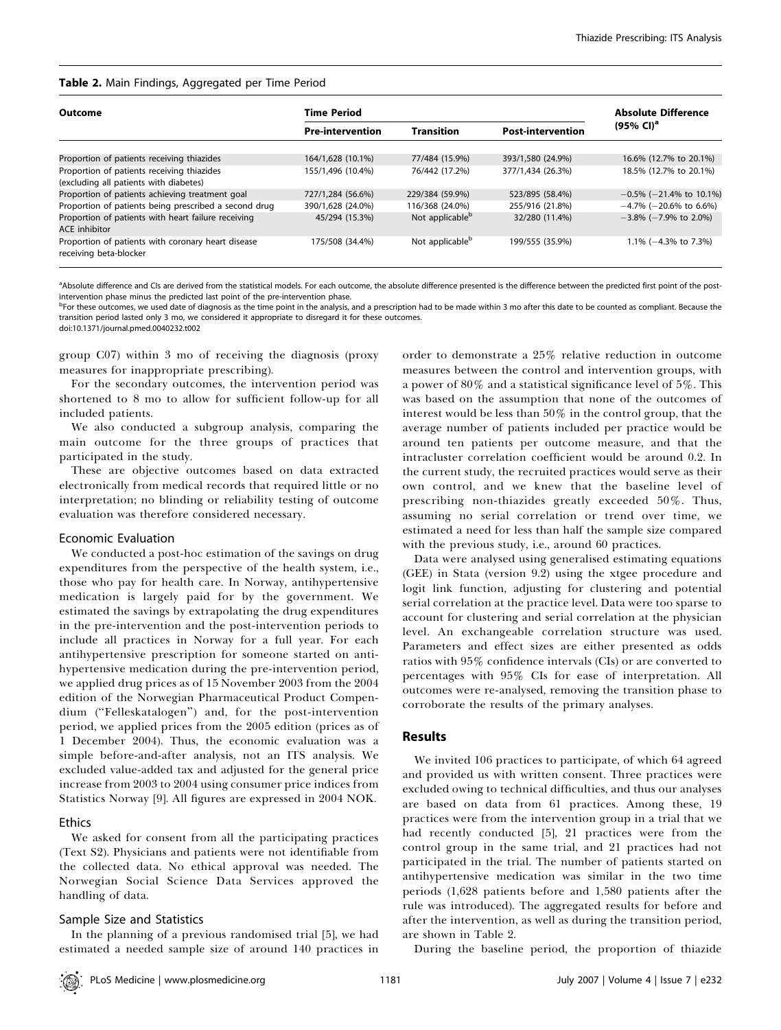**Table 2.** Main Findings, Aggregated per Time Period

| Outcome | Time Period | | | Absolute Difference (95% CI)[a] |
|---|---|---|---|---|
| | Pre-intervention | Transition | Post-intervention | |
| Proportion of patients receiving thiazides | 164/1,628 (10.1%) | 77/484 (15.9%) | 393/1,580 (24.9%) | 16.6% (12.7% to 20.1%) |
| Proportion of patients receiving thiazides (excluding all patients with diabetes) | 155/1,496 (10.4%) | 76/442 (17.2%) | 377/1,434 (26.3%) | 18.5% (12.7% to 20.1%) |
| Proportion of patients achieving treatment goal | 727/1,284 (56.6%) | 229/384 (59.9%) | 523/895 (58.4%) | −0.5% (−21.4% to 10.1%) |
| Proportion of patients being prescribed a second drug | 390/1,628 (24.0%) | 116/368 (24.0%) | 255/916 (21.8%) | −4.7% (−20.6% to 6.6%) |
| Proportion of patients with heart failure receiving ACE inhibitor | 45/294 (15.3%) | Not applicable[b] | 32/280 (11.4%) | −3.8% (−7.9% to 2.0%) |
| Proportion of patients with coronary heart disease receiving beta-blocker | 175/508 (34.4%) | Not applicable[b] | 199/555 (35.9%) | 1.1% (−4.3% to 7.3%) |

[a]Absolute difference and CIs are derived from the statistical models. For each outcome, the absolute difference presented is the difference between the predicted first point of the post-intervention phase minus the predicted last point of the pre-intervention phase.

[b]For these outcomes, we used date of diagnosis as the time point in the analysis, and a prescription had to be made within 3 mo after this date to be counted as compliant. Because the transition period lasted only 3 mo, we considered it appropriate to disregard it for these outcomes.

doi:10.1371/journal.pmed.0040232.t002

group C07) within 3 mo of receiving the diagnosis (proxy measures for inappropriate prescribing).

For the secondary outcomes, the intervention period was shortened to 8 mo to allow for sufficient follow-up for all included patients.

We also conducted a subgroup analysis, comparing the main outcome for the three groups of practices that participated in the study.

These are objective outcomes based on data extracted electronically from medical records that required little or no interpretation; no blinding or reliability testing of outcome evaluation was therefore considered necessary.

### Economic Evaluation

We conducted a post-hoc estimation of the savings on drug expenditures from the perspective of the health system, i.e., those who pay for health care. In Norway, antihypertensive medication is largely paid for by the government. We estimated the savings by extrapolating the drug expenditures in the pre-intervention and the post-intervention periods to include all practices in Norway for a full year. For each antihypertensive prescription for someone started on antihypertensive medication during the pre-intervention period, we applied drug prices as of 15 November 2003 from the 2004 edition of the Norwegian Pharmaceutical Product Compendium ("Felleskatalogen") and, for the post-intervention period, we applied prices from the 2005 edition (prices as of 1 December 2004). Thus, the economic evaluation was a simple before-and-after analysis, not an ITS analysis. We excluded value-added tax and adjusted for the general price increase from 2003 to 2004 using consumer price indices from Statistics Norway [9]. All figures are expressed in 2004 NOK.

### Ethics

We asked for consent from all the participating practices (Text S2). Physicians and patients were not identifiable from the collected data. No ethical approval was needed. The Norwegian Social Science Data Services approved the handling of data.

### Sample Size and Statistics

In the planning of a previous randomised trial [5], we had estimated a needed sample size of around 140 practices in order to demonstrate a 25% relative reduction in outcome measures between the control and intervention groups, with a power of 80% and a statistical significance level of 5%. This was based on the assumption that none of the outcomes of interest would be less than 50% in the control group, that the average number of patients included per practice would be around ten patients per outcome measure, and that the intracluster correlation coefficient would be around 0.2. In the current study, the recruited practices would serve as their own control, and we knew that the baseline level of prescribing non-thiazides greatly exceeded 50%. Thus, assuming no serial correlation or trend over time, we estimated a need for less than half the sample size compared with the previous study, i.e., around 60 practices.

Data were analysed using generalised estimating equations (GEE) in Stata (version 9.2) using the xtgee procedure and logit link function, adjusting for clustering and potential serial correlation at the practice level. Data were too sparse to account for clustering and serial correlation at the physician level. An exchangeable correlation structure was used. Parameters and effect sizes are either presented as odds ratios with 95% confidence intervals (CIs) or are converted to percentages with 95% CIs for ease of interpretation. All outcomes were re-analysed, removing the transition phase to corroborate the results of the primary analyses.

## Results

We invited 106 practices to participate, of which 64 agreed and provided us with written consent. Three practices were excluded owing to technical difficulties, and thus our analyses are based on data from 61 practices. Among these, 19 practices were from the intervention group in a trial that we had recently conducted [5], 21 practices were from the control group in the same trial, and 21 practices had not participated in the trial. The number of patients started on antihypertensive medication was similar in the two time periods (1,628 patients before and 1,580 patients after the rule was introduced). The aggregated results for before and after the intervention, as well as during the transition period, are shown in Table 2.

During the baseline period, the proportion of thiazide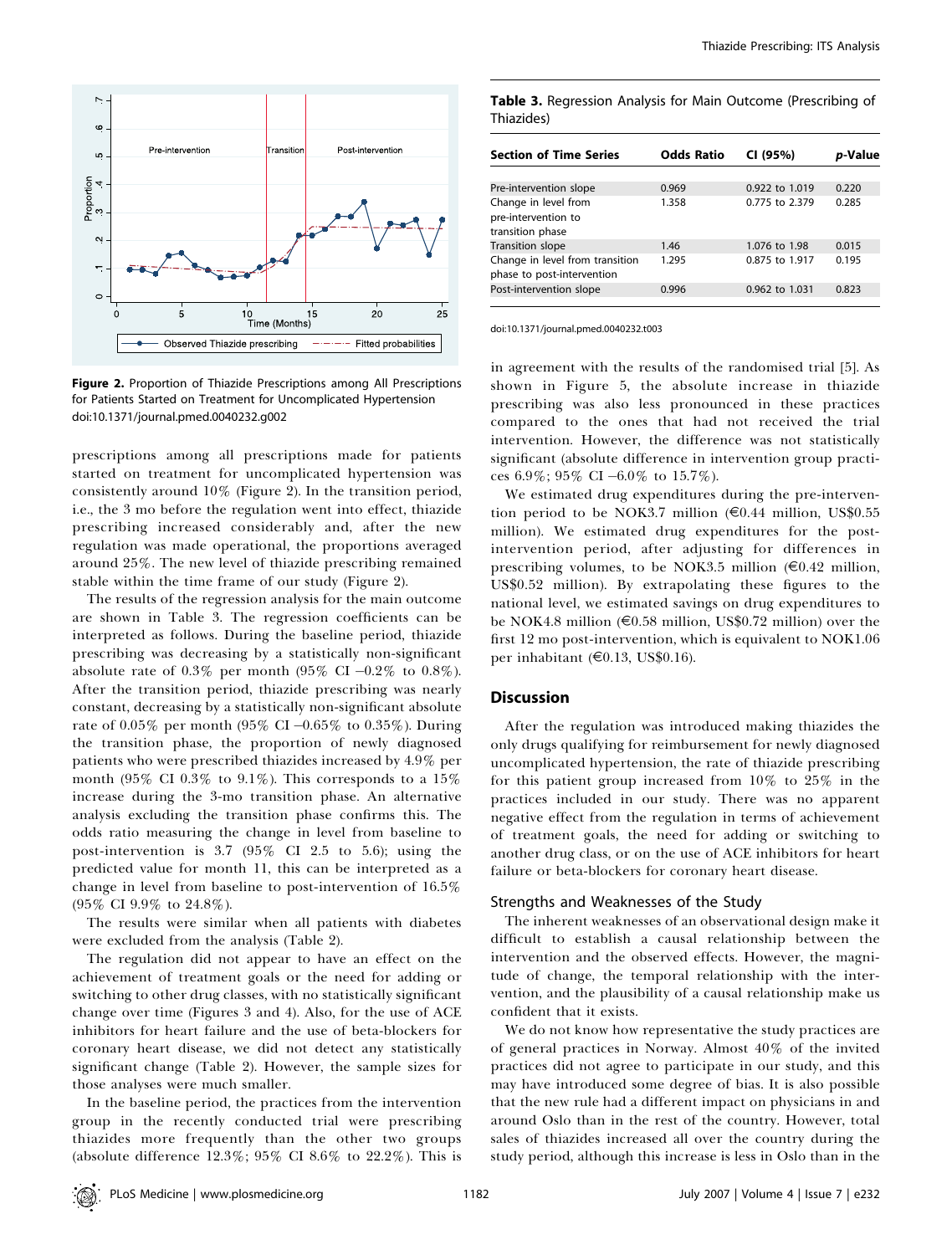Figure 2. Proportion of Thiazide Prescriptions among All Prescriptions for Patients Started on Treatment for Uncomplicated Hypertension
doi:10.1371/journal.pmed.0040232.g002

prescriptions among all prescriptions made for patients started on treatment for uncomplicated hypertension was consistently around 10% (Figure 2). In the transition period, i.e., the 3 mo before the regulation went into effect, thiazide prescribing increased considerably and, after the new regulation was made operational, the proportions averaged around 25%. The new level of thiazide prescribing remained stable within the time frame of our study (Figure 2).

The results of the regression analysis for the main outcome are shown in Table 3. The regression coefficients can be interpreted as follows. During the baseline period, thiazide prescribing was decreasing by a statistically non-significant absolute rate of 0.3% per month (95% CI −0.2% to 0.8%). After the transition period, thiazide prescribing was nearly constant, decreasing by a statistically non-significant absolute rate of 0.05% per month (95% CI −0.65% to 0.35%). During the transition phase, the proportion of newly diagnosed patients who were prescribed thiazides increased by 4.9% per month (95% CI 0.3% to 9.1%). This corresponds to a 15% increase during the 3-mo transition phase. An alternative analysis excluding the transition phase confirms this. The odds ratio measuring the change in level from baseline to post-intervention is 3.7 (95% CI 2.5 to 5.6); using the predicted value for month 11, this can be interpreted as a change in level from baseline to post-intervention of 16.5% (95% CI 9.9% to 24.8%).

The results were similar when all patients with diabetes were excluded from the analysis (Table 2).

The regulation did not appear to have an effect on the achievement of treatment goals or the need for adding or switching to other drug classes, with no statistically significant change over time (Figures 3 and 4). Also, for the use of ACE inhibitors for heart failure and the use of beta-blockers for coronary heart disease, we did not detect any statistically significant change (Table 2). However, the sample sizes for those analyses were much smaller.

In the baseline period, the practices from the intervention group in the recently conducted trial were prescribing thiazides more frequently than the other two groups (absolute difference 12.3%; 95% CI 8.6% to 22.2%). This is in agreement with the results of the randomised trial [5]. As shown in Figure 5, the absolute increase in thiazide prescribing was also less pronounced in these practices compared to the ones that had not received the trial intervention. However, the difference was not statistically significant (absolute difference in intervention group practices 6.9%; 95% CI −6.0% to 15.7%).

We estimated drug expenditures during the pre-intervention period to be NOK3.7 million (€0.44 million, US$0.55 million). We estimated drug expenditures for the post-intervention period, after adjusting for differences in prescribing volumes, to be NOK3.5 million (€0.42 million, US$0.52 million). By extrapolating these figures to the national level, we estimated savings on drug expenditures to be NOK4.8 million (€0.58 million, US$0.72 million) over the first 12 mo post-intervention, which is equivalent to NOK1.06 per inhabitant (€0.13, US$0.16).

**Table 3.** Regression Analysis for Main Outcome (Prescribing of Thiazides)

| Section of Time Series | Odds Ratio | CI (95%) | *p*-Value |
|---|---|---|---|
| Pre-intervention slope | 0.969 | 0.922 to 1.019 | 0.220 |
| Change in level from pre-intervention to transition phase | 1.358 | 0.775 to 2.379 | 0.285 |
| Transition slope | 1.46 | 1.076 to 1.98 | 0.015 |
| Change in level from transition phase to post-intervention | 1.295 | 0.875 to 1.917 | 0.195 |
| Post-intervention slope | 0.996 | 0.962 to 1.031 | 0.823 |

doi:10.1371/journal.pmed.0040232.t003

## Discussion

After the regulation was introduced making thiazides the only drugs qualifying for reimbursement for newly diagnosed uncomplicated hypertension, the rate of thiazide prescribing for this patient group increased from 10% to 25% in the practices included in our study. There was no apparent negative effect from the regulation in terms of achievement of treatment goals, the need for adding or switching to another drug class, or on the use of ACE inhibitors for heart failure or beta-blockers for coronary heart disease.

### Strengths and Weaknesses of the Study

The inherent weaknesses of an observational design make it difficult to establish a causal relationship between the intervention and the observed effects. However, the magnitude of change, the temporal relationship with the intervention, and the plausibility of a causal relationship make us confident that it exists.

We do not know how representative the study practices are of general practices in Norway. Almost 40% of the invited practices did not agree to participate in our study, and this may have introduced some degree of bias. It is also possible that the new rule had a different impact on physicians in and around Oslo than in the rest of the country. However, total sales of thiazides increased all over the country during the study period, although this increase is less in Oslo than in the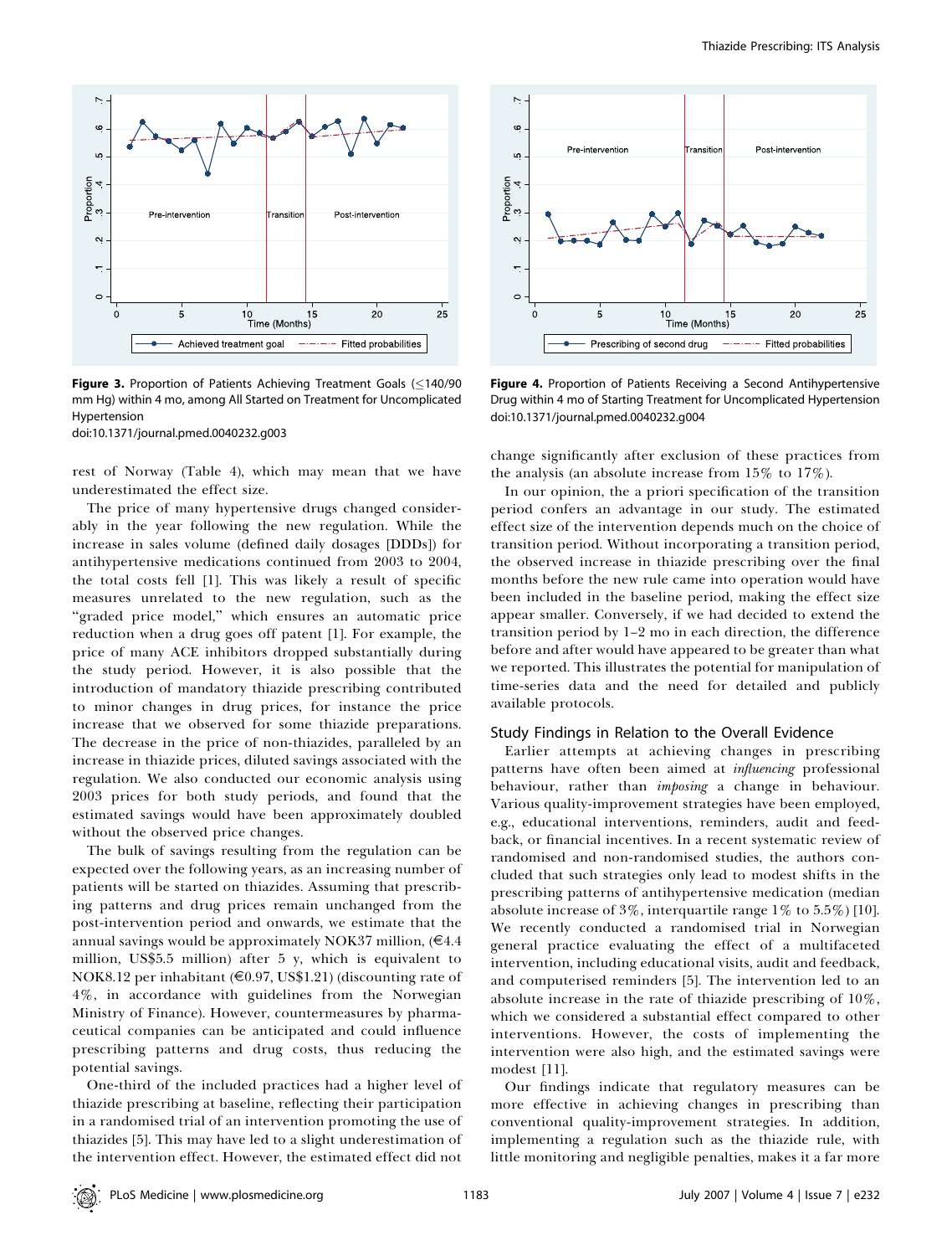**Figure 3.** Proportion of Patients Achieving Treatment Goals (≤140/90 mm Hg) within 4 mo, among All Started on Treatment for Uncomplicated Hypertension

doi:10.1371/journal.pmed.0040232.g003

**Figure 4.** Proportion of Patients Receiving a Second Antihypertensive Drug within 4 mo of Starting Treatment for Uncomplicated Hypertension

doi:10.1371/journal.pmed.0040232.g004

rest of Norway (Table 4), which may mean that we have underestimated the effect size.

The price of many hypertensive drugs changed considerably in the year following the new regulation. While the increase in sales volume (defined daily dosages [DDDs]) for antihypertensive medications continued from 2003 to 2004, the total costs fell [1]. This was likely a result of specific measures unrelated to the new regulation, such as the "graded price model," which ensures an automatic price reduction when a drug goes off patent [1]. For example, the price of many ACE inhibitors dropped substantially during the study period. However, it is also possible that the introduction of mandatory thiazide prescribing contributed to minor changes in drug prices, for instance the price increase that we observed for some thiazide preparations. The decrease in the price of non-thiazides, paralleled by an increase in thiazide prices, diluted savings associated with the regulation. We also conducted our economic analysis using 2003 prices for both study periods, and found that the estimated savings would have been approximately doubled without the observed price changes.

The bulk of savings resulting from the regulation can be expected over the following years, as an increasing number of patients will be started on thiazides. Assuming that prescribing patterns and drug prices remain unchanged from the post-intervention period and onwards, we estimate that the annual savings would be approximately NOK37 million, (€4.4 million, US$5.5 million) after 5 y, which is equivalent to NOK8.12 per inhabitant (€0.97, US$1.21) (discounting rate of 4%, in accordance with guidelines from the Norwegian Ministry of Finance). However, countermeasures by pharmaceutical companies can be anticipated and could influence prescribing patterns and drug costs, thus reducing the potential savings.

One-third of the included practices had a higher level of thiazide prescribing at baseline, reflecting their participation in a randomised trial of an intervention promoting the use of thiazides [5]. This may have led to a slight underestimation of the intervention effect. However, the estimated effect did not change significantly after exclusion of these practices from the analysis (an absolute increase from 15% to 17%).

In our opinion, the a priori specification of the transition period confers an advantage in our study. The estimated effect size of the intervention depends much on the choice of transition period. Without incorporating a transition period, the observed increase in thiazide prescribing over the final months before the new rule came into operation would have been included in the baseline period, making the effect size appear smaller. Conversely, if we had decided to extend the transition period by 1–2 mo in each direction, the difference before and after would have appeared to be greater than what we reported. This illustrates the potential for manipulation of time-series data and the need for detailed and publicly available protocols.

### Study Findings in Relation to the Overall Evidence

Earlier attempts at achieving changes in prescribing patterns have often been aimed at *influencing* professional behaviour, rather than *imposing* a change in behaviour. Various quality-improvement strategies have been employed, e.g., educational interventions, reminders, audit and feedback, or financial incentives. In a recent systematic review of randomised and non-randomised studies, the authors concluded that such strategies only lead to modest shifts in the prescribing patterns of antihypertensive medication (median absolute increase of 3%, interquartile range 1% to 5.5%) [10]. We recently conducted a randomised trial in Norwegian general practice evaluating the effect of a multifaceted intervention, including educational visits, audit and feedback, and computerised reminders [5]. The intervention led to an absolute increase in the rate of thiazide prescribing of 10%, which we considered a substantial effect compared to other interventions. However, the costs of implementing the intervention were also high, and the estimated savings were modest [11].

Our findings indicate that regulatory measures can be more effective in achieving changes in prescribing than conventional quality-improvement strategies. In addition, implementing a regulation such as the thiazide rule, with little monitoring and negligible penalties, makes it a far more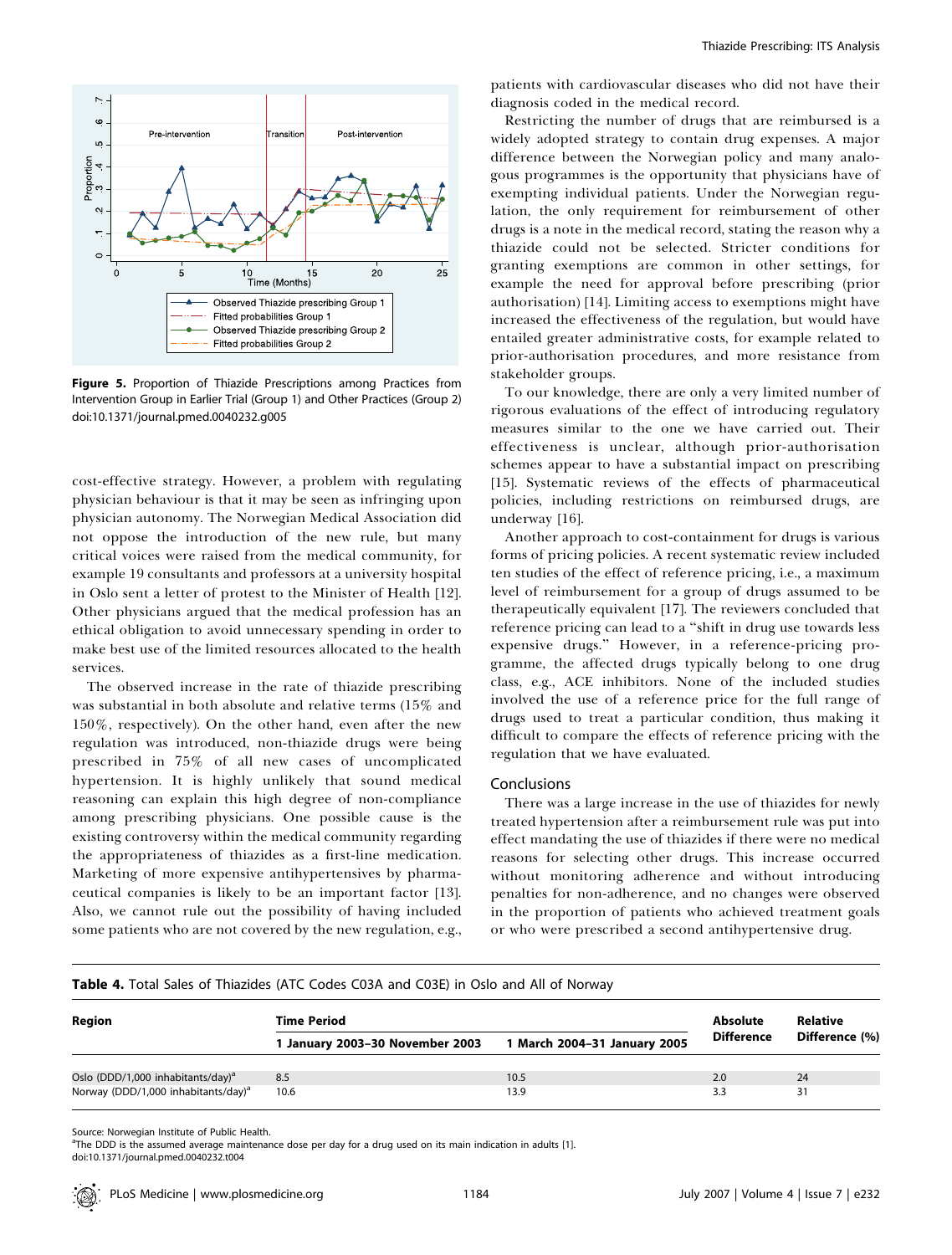**Figure 5.** Proportion of Thiazide Prescriptions among Practices from Intervention Group in Earlier Trial (Group 1) and Other Practices (Group 2)
doi:10.1371/journal.pmed.0040232.g005

cost-effective strategy. However, a problem with regulating physician behaviour is that it may be seen as infringing upon physician autonomy. The Norwegian Medical Association did not oppose the introduction of the new rule, but many critical voices were raised from the medical community, for example 19 consultants and professors at a university hospital in Oslo sent a letter of protest to the Minister of Health [12]. Other physicians argued that the medical profession has an ethical obligation to avoid unnecessary spending in order to make best use of the limited resources allocated to the health services.

The observed increase in the rate of thiazide prescribing was substantial in both absolute and relative terms (15% and 150%, respectively). On the other hand, even after the new regulation was introduced, non-thiazide drugs were being prescribed in 75% of all new cases of uncomplicated hypertension. It is highly unlikely that sound medical reasoning can explain this high degree of non-compliance among prescribing physicians. One possible cause is the existing controversy within the medical community regarding the appropriateness of thiazides as a first-line medication. Marketing of more expensive antihypertensives by pharmaceutical companies is likely to be an important factor [13]. Also, we cannot rule out the possibility of having included some patients who are not covered by the new regulation, e.g., patients with cardiovascular diseases who did not have their diagnosis coded in the medical record.

Restricting the number of drugs that are reimbursed is a widely adopted strategy to contain drug expenses. A major difference between the Norwegian policy and many analogous programmes is the opportunity that physicians have of exempting individual patients. Under the Norwegian regulation, the only requirement for reimbursement of other drugs is a note in the medical record, stating the reason why a thiazide could not be selected. Stricter conditions for granting exemptions are common in other settings, for example the need for approval before prescribing (prior authorisation) [14]. Limiting access to exemptions might have increased the effectiveness of the regulation, but would have entailed greater administrative costs, for example related to prior-authorisation procedures, and more resistance from stakeholder groups.

To our knowledge, there are only a very limited number of rigorous evaluations of the effect of introducing regulatory measures similar to the one we have carried out. Their effectiveness is unclear, although prior-authorisation schemes appear to have a substantial impact on prescribing [15]. Systematic reviews of the effects of pharmaceutical policies, including restrictions on reimbursed drugs, are underway [16].

Another approach to cost-containment for drugs is various forms of pricing policies. A recent systematic review included ten studies of the effect of reference pricing, i.e., a maximum level of reimbursement for a group of drugs assumed to be therapeutically equivalent [17]. The reviewers concluded that reference pricing can lead to a "shift in drug use towards less expensive drugs." However, in a reference-pricing programme, the affected drugs typically belong to one drug class, e.g., ACE inhibitors. None of the included studies involved the use of a reference price for the full range of drugs used to treat a particular condition, thus making it difficult to compare the effects of reference pricing with the regulation that we have evaluated.

## Conclusions

There was a large increase in the use of thiazides for newly treated hypertension after a reimbursement rule was put into effect mandating the use of thiazides if there were no medical reasons for selecting other drugs. This increase occurred without monitoring adherence and without introducing penalties for non-adherence, and no changes were observed in the proportion of patients who achieved treatment goals or who were prescribed a second antihypertensive drug.

**Table 4.** Total Sales of Thiazides (ATC Codes C03A and C03E) in Oslo and All of Norway

| Region | Time Period | | Absolute Difference | Relative Difference (%) |
|---|---|---|---|---|
| | 1 January 2003–30 November 2003 | 1 March 2004–31 January 2005 | | |
| Oslo (DDD/1,000 inhabitants/day)[a] | 8.5 | 10.5 | 2.0 | 24 |
| Norway (DDD/1,000 inhabitants/day)[a] | 10.6 | 13.9 | 3.3 | 31 |

Source: Norwegian Institute of Public Health.
[a]The DDD is the assumed average maintenance dose per day for a drug used on its main indication in adults [1].
doi:10.1371/journal.pmed.0040232.t004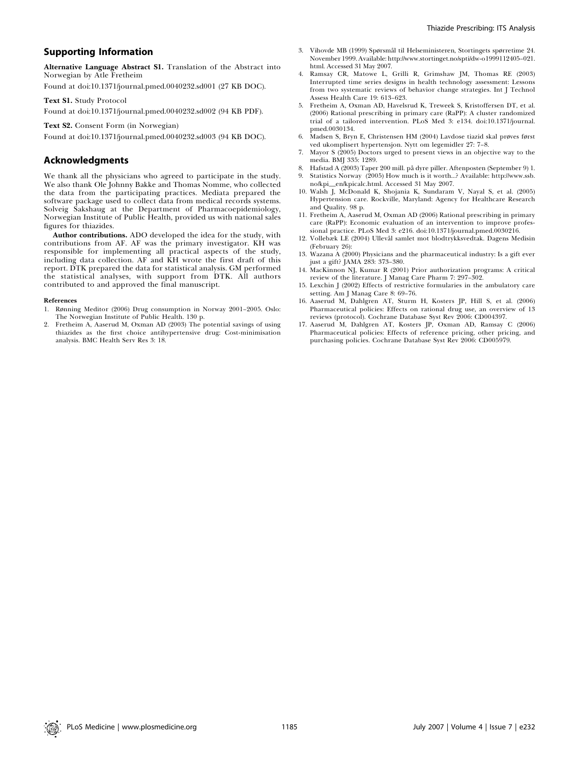## Supporting Information

**Alternative Language Abstract S1.** Translation of the Abstract into Norwegian by Atle Fretheim

Found at doi:10.1371/journal.pmed.0040232.sd001 (27 KB DOC).

**Text S1.** Study Protocol

Found at doi:10.1371/journal.pmed.0040232.sd002 (94 KB PDF).

**Text S2.** Consent Form (in Norwegian)

Found at doi:10.1371/journal.pmed.0040232.sd003 (94 KB DOC).

## Acknowledgments

We thank all the physicians who agreed to participate in the study. We also thank Ole Johnny Bakke and Thomas Nomme, who collected the data from the participating practices. Mediata prepared the software package used to collect data from medical records systems. Solveig Sakshaug at the Department of Pharmacoepidemiology, Norwegian Institute of Public Health, provided us with national sales figures for thiazides.

**Author contributions.** ADO developed the idea for the study, with contributions from AF. AF was the primary investigator. KH was responsible for implementing all practical aspects of the study, including data collection. AF and KH wrote the first draft of this report. DTK prepared the data for statistical analysis. GM performed the statistical analyses, with support from DTK. All authors contributed to and approved the final manuscript.

#### References

1. Rønning Meditor (2006) Drug consumption in Norway 2001–2005. Oslo: The Norwegian Institute of Public Health. 130 p.
2. Fretheim A, Aaserud M, Oxman AD (2003) The potential savings of using thiazides as the first choice antihypertensive drug: Cost-minimisation analysis. BMC Health Serv Res 3: 18.
3. Vihovde MB (1999) Spørsmål til Helseministeren, Stortingets spørretime 24. November 1999. Available: http://www.stortinget.no/spti/dw-o1999112405–021.html. Accessed 31 May 2007.
4. Ramsay CR, Matowe L, Grilli R, Grimshaw JM, Thomas RE (2003) Interrupted time series designs in health technology assessment: Lessons from two systematic reviews of behavior change strategies. Int J Technol Assess Health Care 19: 613–623.
5. Fretheim A, Oxman AD, Havelsrud K, Treweek S, Kristoffersen DT, et al. (2006) Rational prescribing in primary care (RaPP): A cluster randomized trial of a tailored intervention. PLoS Med 3: e134. doi:10.1371/journal.pmed.0030134.
6. Madsen S, Bryn E, Christensen HM (2004) Lavdose tiazid skal prøves først ved ukomplisert hypertensjon. Nytt om legemidler 27: 7–8.
7. Mayor S (2005) Doctors urged to present views in an objective way to the media. BMJ 335: 1289.
8. Hafstad A (2003) Taper 200 mill. på dyre piller. Aftenposten (September 9) 1.
9. Statistics Norway (2005) How much is it worth...? Available: http://www.ssb.no/kpi__en/kpicalc.html. Accessed 31 May 2007.
10. Walsh J, McDonald K, Shojania K, Sundaram V, Nayal S, et al. (2005) Hypertension care. Rockville, Maryland: Agency for Healthcare Research and Quality. 98 p.
11. Fretheim A, Aaserud M, Oxman AD (2006) Rational prescribing in primary care (RaPP): Economic evaluation of an intervention to improve professional practice. PLoS Med 3: e216. doi:10.1371/journal.pmed.0030216.
12. Vollebæk LE (2004) Ullevål samlet mot blodtrykksvedtak. Dagens Medisin (February 26):
13. Wazana A (2000) Physicians and the pharmaceutical industry: Is a gift ever just a gift? JAMA 283: 373–380.
14. MacKinnon NJ, Kumar R (2001) Prior authorization programs: A critical review of the literature. J Manag Care Pharm 7: 297–302.
15. Lexchin J (2002) Effects of restrictive formularies in the ambulatory care setting. Am J Manag Care 8: 69–76.
16. Aaserud M, Dahlgren AT, Sturm H, Kosters JP, Hill S, et al. (2006) Pharmaceutical policies: Effects on rational drug use, an overview of 13 reviews (protocol). Cochrane Database Syst Rev 2006: CD004397.
17. Aaserud M, Dahlgren AT, Kosters JP, Oxman AD, Ramsay C (2006) Pharmaceutical policies: Effects of reference pricing, other pricing, and purchasing policies. Cochrane Database Syst Rev 2006: CD005979.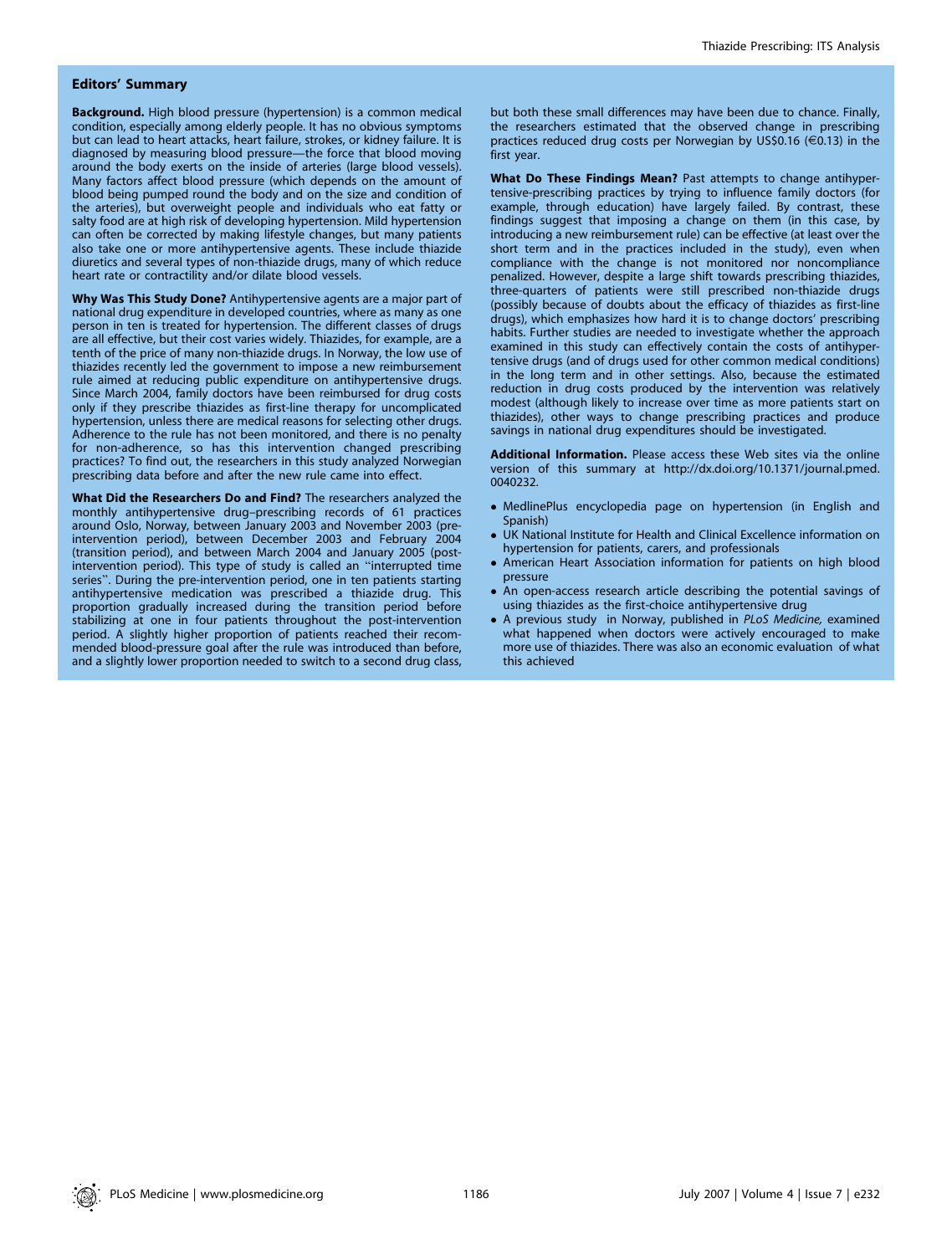## Editors' Summary

**Background.** High blood pressure (hypertension) is a common medical condition, especially among elderly people. It has no obvious symptoms but can lead to heart attacks, heart failure, strokes, or kidney failure. It is diagnosed by measuring blood pressure—the force that blood moving around the body exerts on the inside of arteries (large blood vessels). Many factors affect blood pressure (which depends on the amount of blood being pumped round the body and on the size and condition of the arteries), but overweight people and individuals who eat fatty or salty food are at high risk of developing hypertension. Mild hypertension can often be corrected by making lifestyle changes, but many patients also take one or more antihypertensive agents. These include thiazide diuretics and several types of non-thiazide drugs, many of which reduce heart rate or contractility and/or dilate blood vessels.

**Why Was This Study Done?** Antihypertensive agents are a major part of national drug expenditure in developed countries, where as many as one person in ten is treated for hypertension. The different classes of drugs are all effective, but their cost varies widely. Thiazides, for example, are a tenth of the price of many non-thiazide drugs. In Norway, the low use of thiazides recently led the government to impose a new reimbursement rule aimed at reducing public expenditure on antihypertensive drugs. Since March 2004, family doctors have been reimbursed for drug costs only if they prescribe thiazides as first-line therapy for uncomplicated hypertension, unless there are medical reasons for selecting other drugs. Adherence to the rule has not been monitored, and there is no penalty for non-adherence, so has this intervention changed prescribing practices? To find out, the researchers in this study analyzed Norwegian prescribing data before and after the new rule came into effect.

**What Did the Researchers Do and Find?** The researchers analyzed the monthly antihypertensive drug–prescribing records of 61 practices around Oslo, Norway, between January 2003 and November 2003 (pre-intervention period), between December 2003 and February 2004 (transition period), and between March 2004 and January 2005 (post-intervention period). This type of study is called an "interrupted time series". During the pre-intervention period, one in ten patients starting antihypertensive medication was prescribed a thiazide drug. This proportion gradually increased during the transition period before stabilizing at one in four patients throughout the post-intervention period. A slightly higher proportion of patients reached their recommended blood-pressure goal after the rule was introduced than before, and a slightly lower proportion needed to switch to a second drug class, but both these small differences may have been due to chance. Finally, the researchers estimated that the observed change in prescribing practices reduced drug costs per Norwegian by US$0.16 (€0.13) in the first year.

**What Do These Findings Mean?** Past attempts to change antihypertensive-prescribing practices by trying to influence family doctors (for example, through education) have largely failed. By contrast, these findings suggest that imposing a change on them (in this case, by introducing a new reimbursement rule) can be effective (at least over the short term and in the practices included in the study), even when compliance with the change is not monitored nor noncompliance penalized. However, despite a large shift towards prescribing thiazides, three-quarters of patients were still prescribed non-thiazide drugs (possibly because of doubts about the efficacy of thiazides as first-line drugs), which emphasizes how hard it is to change doctors' prescribing habits. Further studies are needed to investigate whether the approach examined in this study can effectively contain the costs of antihypertensive drugs (and of drugs used for other common medical conditions) in the long term and in other settings. Also, because the estimated reduction in drug costs produced by the intervention was relatively modest (although likely to increase over time as more patients start on thiazides), other ways to change prescribing practices and produce savings in national drug expenditures should be investigated.

**Additional Information.** Please access these Web sites via the online version of this summary at http://dx.doi.org/10.1371/journal.pmed.0040232.

- MedlinePlus encyclopedia page on hypertension (in English and Spanish)
- UK National Institute for Health and Clinical Excellence information on hypertension for patients, carers, and professionals
- American Heart Association information for patients on high blood pressure
- An open-access research article describing the potential savings of using thiazides as the first-choice antihypertensive drug
- A previous study in Norway, published in *PLoS Medicine*, examined what happened when doctors were actively encouraged to make more use of thiazides. There was also an economic evaluation of what this achieved